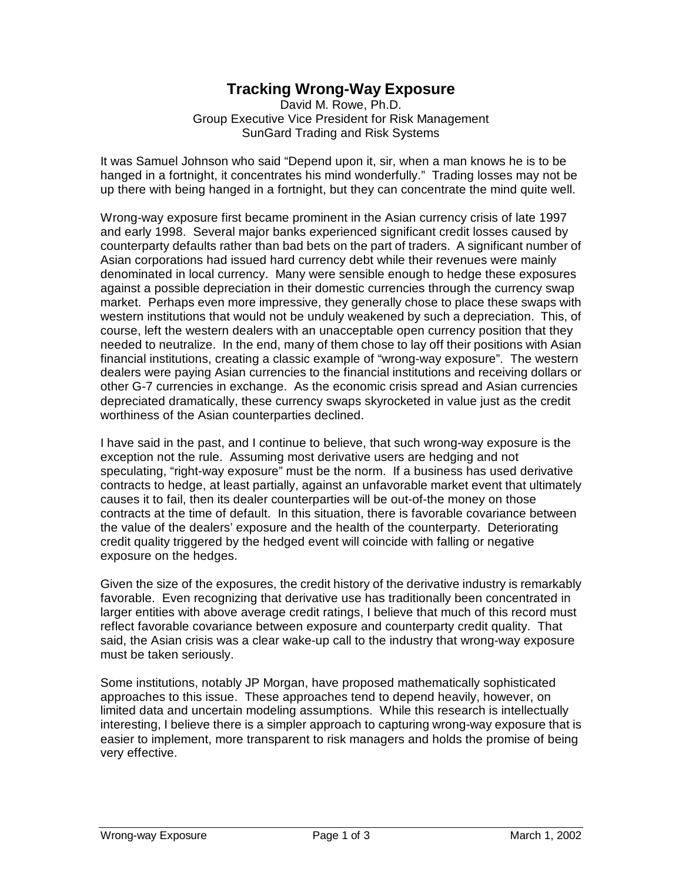# Tracking Wrong-Way Exposure

David M. Rowe, Ph.D.
Group Executive Vice President for Risk Management
SunGard Trading and Risk Systems

It was Samuel Johnson who said "Depend upon it, sir, when a man knows he is to be hanged in a fortnight, it concentrates his mind wonderfully." Trading losses may not be up there with being hanged in a fortnight, but they can concentrate the mind quite well.

Wrong-way exposure first became prominent in the Asian currency crisis of late 1997 and early 1998. Several major banks experienced significant credit losses caused by counterparty defaults rather than bad bets on the part of traders. A significant number of Asian corporations had issued hard currency debt while their revenues were mainly denominated in local currency. Many were sensible enough to hedge these exposures against a possible depreciation in their domestic currencies through the currency swap market. Perhaps even more impressive, they generally chose to place these swaps with western institutions that would not be unduly weakened by such a depreciation. This, of course, left the western dealers with an unacceptable open currency position that they needed to neutralize. In the end, many of them chose to lay off their positions with Asian financial institutions, creating a classic example of "wrong-way exposure". The western dealers were paying Asian currencies to the financial institutions and receiving dollars or other G-7 currencies in exchange. As the economic crisis spread and Asian currencies depreciated dramatically, these currency swaps skyrocketed in value just as the credit worthiness of the Asian counterparties declined.

I have said in the past, and I continue to believe, that such wrong-way exposure is the exception not the rule. Assuming most derivative users are hedging and not speculating, "right-way exposure" must be the norm. If a business has used derivative contracts to hedge, at least partially, against an unfavorable market event that ultimately causes it to fail, then its dealer counterparties will be out-of-the money on those contracts at the time of default. In this situation, there is favorable covariance between the value of the dealers' exposure and the health of the counterparty. Deteriorating credit quality triggered by the hedged event will coincide with falling or negative exposure on the hedges.

Given the size of the exposures, the credit history of the derivative industry is remarkably favorable. Even recognizing that derivative use has traditionally been concentrated in larger entities with above average credit ratings, I believe that much of this record must reflect favorable covariance between exposure and counterparty credit quality. That said, the Asian crisis was a clear wake-up call to the industry that wrong-way exposure must be taken seriously.

Some institutions, notably JP Morgan, have proposed mathematically sophisticated approaches to this issue. These approaches tend to depend heavily, however, on limited data and uncertain modeling assumptions. While this research is intellectually interesting, I believe there is a simpler approach to capturing wrong-way exposure that is easier to implement, more transparent to risk managers and holds the promise of being very effective.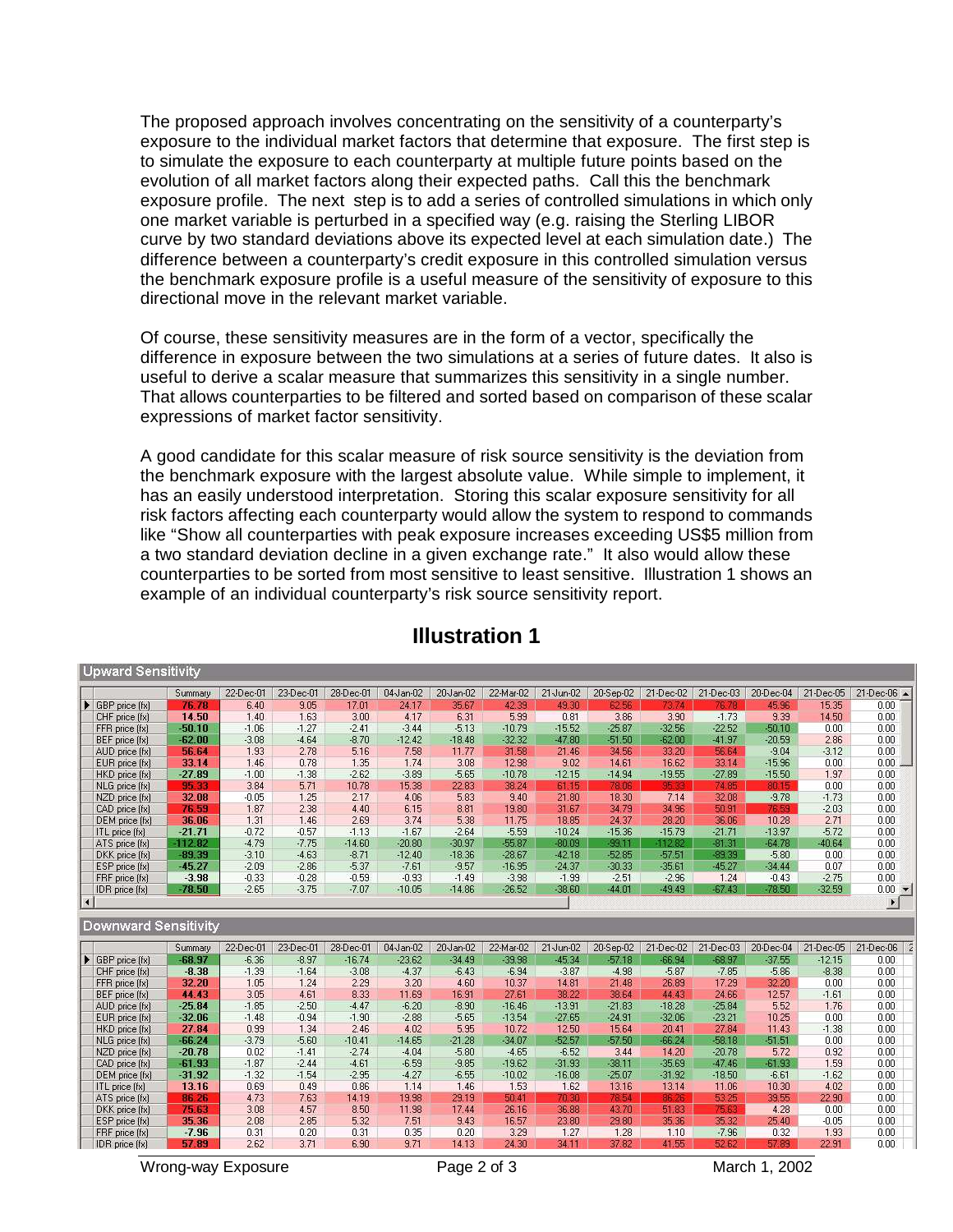The proposed approach involves concentrating on the sensitivity of a counterparty's exposure to the individual market factors that determine that exposure. The first step is to simulate the exposure to each counterparty at multiple future points based on the evolution of all market factors along their expected paths. Call this the benchmark exposure profile. The next step is to add a series of controlled simulations in which only one market variable is perturbed in a specified way (e.g. raising the Sterling LIBOR curve by two standard deviations above its expected level at each simulation date.) The difference between a counterparty's credit exposure in this controlled simulation versus the benchmark exposure profile is a useful measure of the sensitivity of exposure to this directional move in the relevant market variable.

Of course, these sensitivity measures are in the form of a vector, specifically the difference in exposure between the two simulations at a series of future dates. It also is useful to derive a scalar measure that summarizes this sensitivity in a single number. That allows counterparties to be filtered and sorted based on comparison of these scalar expressions of market factor sensitivity.

A good candidate for this scalar measure of risk source sensitivity is the deviation from the benchmark exposure with the largest absolute value. While simple to implement, it has an easily understood interpretation. Storing this scalar exposure sensitivity for all risk factors affecting each counterparty would allow the system to respond to commands like "Show all counterparties with peak exposure increases exceeding US$5 million from a two standard deviation decline in a given exchange rate." It also would allow these counterparties to be sorted from most sensitive to least sensitive. Illustration 1 shows an example of an individual counterparty's risk source sensitivity report.

## Illustration 1

**Upward Sensitivity**

| | Summary | 22-Dec-01 | 23-Dec-01 | 28-Dec-01 | 04-Jan-02 | 20-Jan-02 | 22-Mar-02 | 21-Jun-02 | 20-Sep-02 | 21-Dec-02 | 21-Dec-03 | 20-Dec-04 | 21-Dec-05 | 21-Dec-06 |
|---|---|---|---|---|---|---|---|---|---|---|---|---|---|---|
| GBP price (fx) | 76.78 | 6.40 | 9.05 | 17.01 | 24.17 | 35.67 | 42.39 | 49.30 | 62.56 | 73.74 | 76.78 | 45.96 | 15.35 | 0.00 |
| CHF price (fx) | 14.50 | 1.40 | 1.63 | 3.00 | 4.17 | 6.31 | 5.99 | 0.81 | 3.86 | 3.90 | -1.73 | 9.39 | 14.50 | 0.00 |
| FRF price (fx) | -50.10 | -1.06 | -1.27 | -2.41 | -3.44 | -5.13 | -10.79 | -15.52 | -25.87 | -32.56 | -22.52 | -50.10 | 0.00 | 0.00 |
| BEF price (fx) | -62.00 | -3.08 | -4.64 | -8.70 | -12.42 | -18.48 | -32.32 | -47.80 | -51.50 | -62.00 | -41.97 | -20.59 | 2.86 | 0.00 |
| AUD price (fx) | 56.64 | 1.93 | 2.78 | 5.16 | 7.58 | 11.77 | 31.58 | 21.46 | 34.56 | 33.20 | 56.64 | -9.04 | -3.12 | 0.00 |
| EUR price (fx) | 33.14 | 1.46 | 0.78 | 1.35 | 1.74 | 3.08 | 12.98 | 9.02 | 14.61 | 16.62 | 33.14 | -15.96 | 0.00 | 0.00 |
| HKD price (fx) | -27.89 | -1.00 | -1.38 | -2.62 | -3.89 | -5.65 | -10.78 | -12.15 | -14.94 | -19.55 | -27.89 | -15.50 | 1.97 | 0.00 |
| NLG price (fx) | 95.33 | 3.84 | 5.71 | 10.78 | 15.38 | 22.83 | 38.24 | 61.15 | 78.06 | 95.33 | 74.85 | 80.15 | 0.00 | 0.00 |
| NZD price (fx) | 32.08 | -0.05 | 1.25 | 2.17 | 4.06 | 5.83 | 9.40 | 21.80 | 18.30 | 7.14 | 32.08 | -9.78 | -1.73 | 0.00 |
| CAD price (fx) | 76.59 | 1.87 | 2.38 | 4.40 | 6.15 | 8.81 | 19.80 | 31.67 | 34.79 | 34.96 | 50.91 | 76.59 | -2.03 | 0.00 |
| DEM price (fx) | 36.06 | 1.31 | 1.46 | 2.69 | 3.74 | 5.38 | 11.75 | 18.85 | 24.37 | 28.20 | 36.06 | 10.28 | 2.71 | 0.00 |
| ITL price (fx) | -21.71 | -0.72 | -0.57 | -1.13 | -1.67 | -2.64 | -5.59 | -10.24 | -15.36 | -15.79 | -21.71 | -13.97 | -5.72 | 0.00 |
| ATS price (fx) | -112.82 | -4.79 | -7.75 | -14.60 | -20.80 | -30.97 | -55.87 | -80.09 | -99.11 | -112.82 | -81.31 | -64.78 | -40.64 | 0.00 |
| DKK price (fx) | -89.39 | -3.10 | -4.63 | -8.71 | -12.40 | -18.36 | -28.67 | -42.18 | -52.85 | -57.51 | -89.39 | -5.80 | 0.00 | 0.00 |
| ESP price (fx) | -45.27 | -2.09 | -2.86 | -5.37 | -7.61 | -9.57 | -16.95 | -24.37 | -30.33 | -35.61 | -45.27 | -34.44 | 0.07 | 0.00 |
| FRF price (fx) | -3.98 | -0.33 | -0.28 | -0.59 | -0.93 | -1.49 | -3.98 | -1.99 | -2.51 | -2.96 | 1.24 | -0.43 | -2.75 | 0.00 |
| IDR price (fx) | -78.50 | -2.65 | -3.75 | -7.07 | -10.05 | -14.86 | -26.52 | -38.60 | -44.01 | -49.49 | -67.43 | -78.50 | -32.59 | 0.00 |

**Downward Sensitivity**

| | Summary | 22-Dec-01 | 23-Dec-01 | 28-Dec-01 | 04-Jan-02 | 20-Jan-02 | 22-Mar-02 | 21-Jun-02 | 20-Sep-02 | 21-Dec-02 | 21-Dec-03 | 20-Dec-04 | 21-Dec-05 | 21-Dec-06 |
|---|---|---|---|---|---|---|---|---|---|---|---|---|---|---|
| GBP price (fx) | -68.97 | -6.36 | -8.97 | -16.74 | -23.62 | -34.49 | -39.98 | -45.34 | -57.18 | -66.94 | -68.97 | -37.55 | -12.15 | 0.00 |
| CHF price (fx) | -8.38 | -1.39 | -1.64 | -3.08 | -4.37 | -6.43 | -6.94 | -3.87 | -4.98 | -5.87 | -7.85 | -5.86 | -8.38 | 0.00 |
| FRF price (fx) | 32.20 | 1.05 | 1.24 | 2.29 | 3.20 | 4.60 | 10.37 | 14.81 | 21.48 | 26.89 | 17.29 | 32.20 | 0.00 | 0.00 |
| BEF price (fx) | 44.43 | 3.05 | 4.61 | 8.33 | 11.69 | 16.91 | 27.61 | 38.22 | 38.64 | 44.43 | 24.66 | 12.57 | -1.61 | 0.00 |
| AUD price (fx) | -25.84 | -1.85 | -2.50 | -4.47 | -6.20 | -8.90 | -16.46 | -13.91 | -21.83 | -18.28 | -25.84 | 5.52 | 1.76 | 0.00 |
| EUR price (fx) | -32.06 | -1.48 | -0.94 | -1.90 | -2.88 | -5.65 | -13.54 | -27.65 | -24.91 | -32.06 | -23.21 | 10.25 | 0.00 | 0.00 |
| HKD price (fx) | 27.84 | 0.99 | 1.34 | 2.46 | 4.02 | 5.95 | 10.72 | 12.50 | 15.64 | 20.41 | 27.84 | 11.43 | -1.38 | 0.00 |
| NLG price (fx) | -66.24 | -3.79 | -5.60 | -10.41 | -14.65 | -21.28 | -34.07 | -52.57 | -57.50 | -66.24 | -58.18 | -51.51 | 0.00 | 0.00 |
| NZD price (fx) | -20.78 | 0.02 | -1.41 | -2.74 | -4.04 | -5.80 | -4.65 | -6.52 | 3.44 | 14.20 | -20.78 | 5.72 | 0.92 | 0.00 |
| CAD price (fx) | -61.93 | -1.87 | -2.44 | -4.61 | -6.59 | -9.85 | -19.62 | -31.93 | -38.11 | -35.69 | -47.46 | -61.93 | 1.59 | 0.00 |
| DEM price (fx) | -31.92 | -1.32 | -1.54 | -2.95 | -4.27 | -6.55 | -10.02 | -16.08 | -25.07 | -31.92 | -18.50 | -6.61 | -1.62 | 0.00 |
| ITL price (fx) | 13.16 | 0.69 | 0.49 | 0.86 | 1.14 | 1.46 | 1.53 | 1.62 | 13.16 | 13.14 | 11.06 | 10.30 | 4.02 | 0.00 |
| ATS price (fx) | 86.26 | 4.73 | 7.63 | 14.19 | 19.98 | 29.19 | 50.41 | 70.30 | 78.54 | 86.26 | 53.25 | 39.55 | 22.90 | 0.00 |
| DKK price (fx) | 75.63 | 3.08 | 4.57 | 8.50 | 11.98 | 17.44 | 26.16 | 36.88 | 43.70 | 51.83 | 75.63 | 4.28 | 0.00 | 0.00 |
| ESP price (fx) | 35.36 | 2.08 | 2.85 | 5.32 | 7.51 | 9.43 | 16.57 | 23.80 | 29.80 | 35.36 | 35.32 | 25.40 | -0.05 | 0.00 |
| FRF price (fx) | -7.96 | 0.31 | 0.20 | 0.31 | 0.35 | 0.20 | 3.29 | 1.27 | 1.28 | 1.10 | -7.96 | 0.32 | 1.93 | 0.00 |
| IDR price (fx) | 57.89 | 2.62 | 3.71 | 6.90 | 9.71 | 14.13 | 24.30 | 34.11 | 37.82 | 41.55 | 52.62 | 57.89 | 22.91 | 0.00 |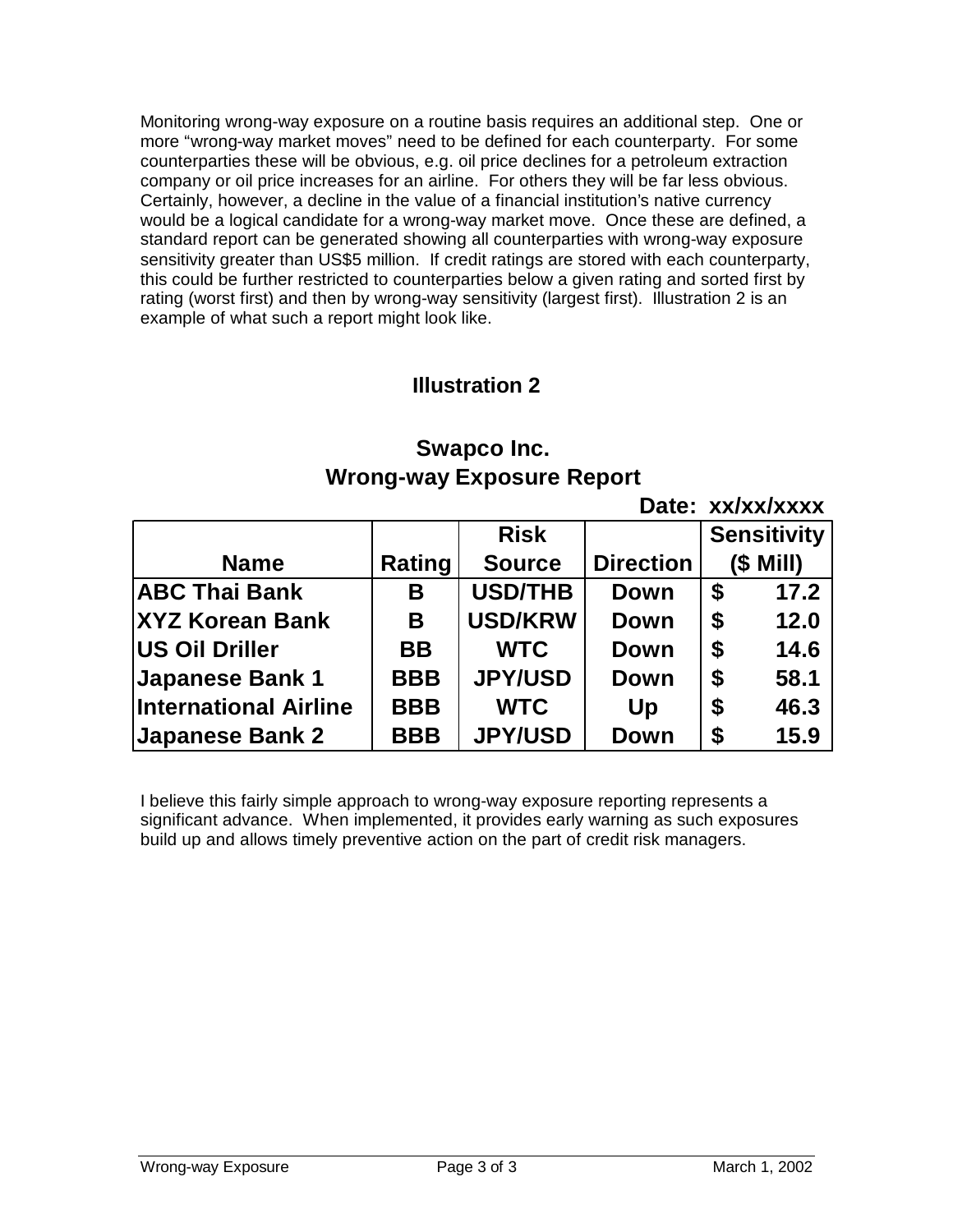Monitoring wrong-way exposure on a routine basis requires an additional step. One or more "wrong-way market moves" need to be defined for each counterparty. For some counterparties these will be obvious, e.g. oil price declines for a petroleum extraction company or oil price increases for an airline. For others they will be far less obvious. Certainly, however, a decline in the value of a financial institution's native currency would be a logical candidate for a wrong-way market move. Once these are defined, a standard report can be generated showing all counterparties with wrong-way exposure sensitivity greater than US$5 million. If credit ratings are stored with each counterparty, this could be further restricted to counterparties below a given rating and sorted first by rating (worst first) and then by wrong-way sensitivity (largest first). Illustration 2 is an example of what such a report might look like.

## Illustration 2

### Swapco Inc.
### Wrong-way Exposure Report

**Date: xx/xx/xxxx**

| Name | Rating | Risk Source | Direction | Sensitivity ($ Mill) |
|---|---|---|---|---|
| ABC Thai Bank | B | USD/THB | Down | $ 17.2 |
| XYZ Korean Bank | B | USD/KRW | Down | $ 12.0 |
| US Oil Driller | BB | WTC | Down | $ 14.6 |
| Japanese Bank 1 | BBB | JPY/USD | Down | $ 58.1 |
| International Airline | BBB | WTC | Up | $ 46.3 |
| Japanese Bank 2 | BBB | JPY/USD | Down | $ 15.9 |

I believe this fairly simple approach to wrong-way exposure reporting represents a significant advance. When implemented, it provides early warning as such exposures build up and allows timely preventive action on the part of credit risk managers.